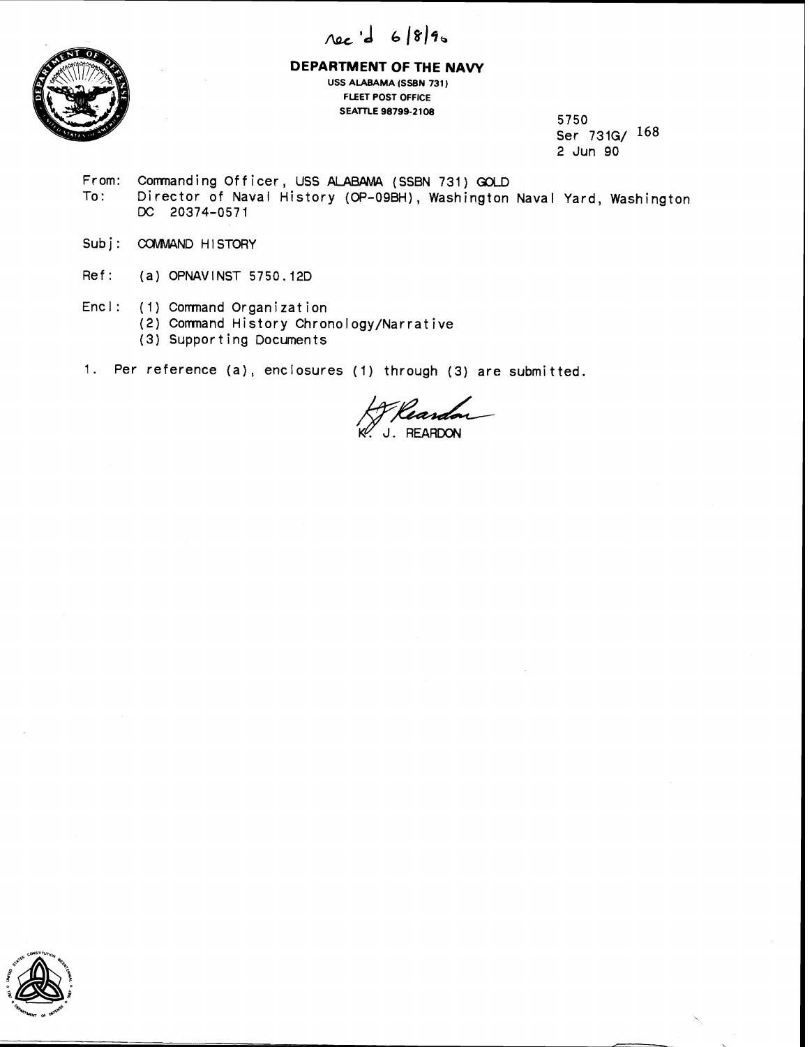Rec'd 6/8/90

**DEPARTMENT OF THE NAVY**

USS ALABAMA (SSBN 731)
FLEET POST OFFICE
SEATTLE 98799-2108

5750
Ser 731G/ 168
2 Jun 90

From: Commanding Officer, USS ALABAMA (SSBN 731) GOLD
To: Director of Naval History (OP-09BH), Washington Naval Yard, Washington DC 20374-0571

Subj: COMMAND HISTORY

Ref: (a) OPNAVINST 5750.12D

Encl: (1) Command Organization
(2) Command History Chronology/Narrative
(3) Supporting Documents

1. Per reference (a), enclosures (1) through (3) are submitted.

K. J. REARDON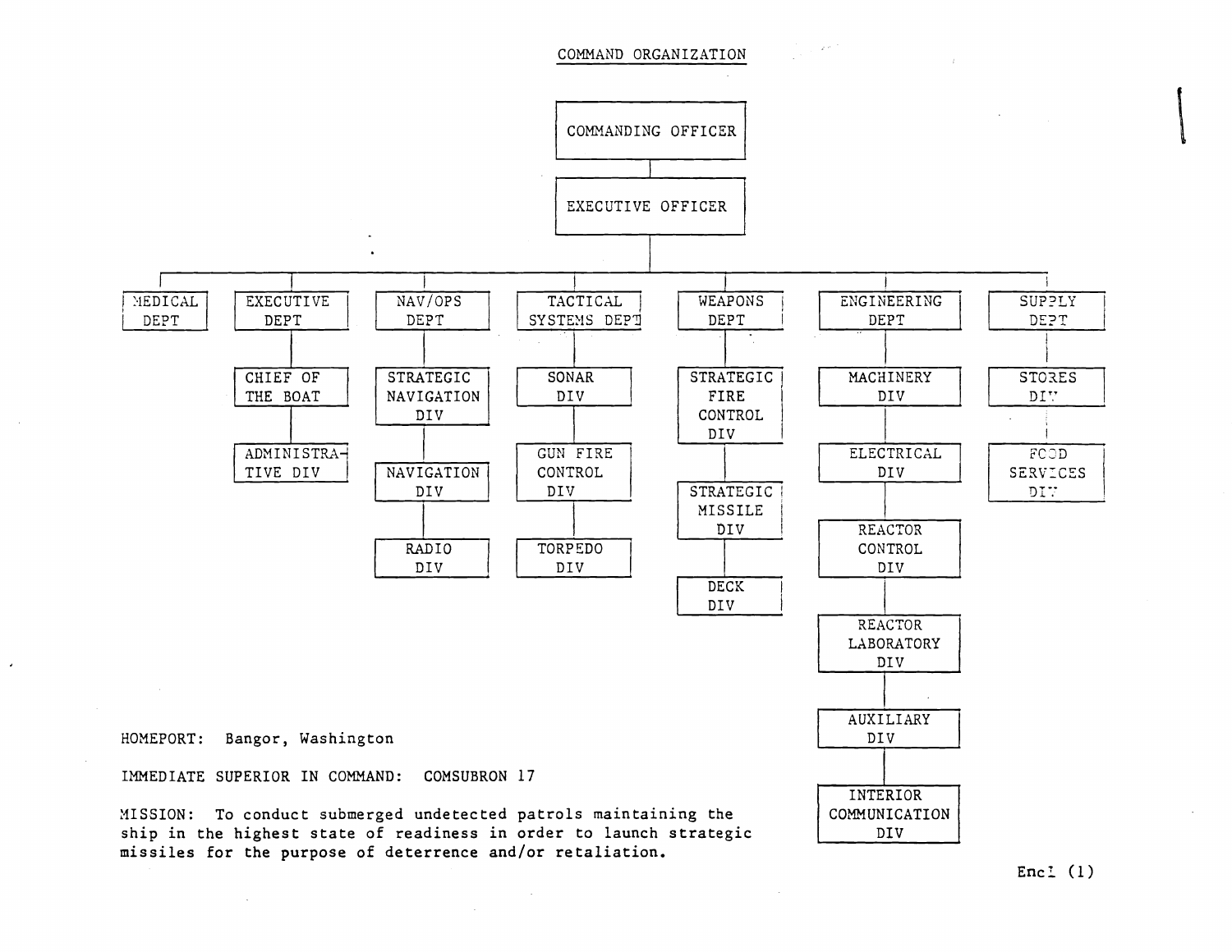# COMMAND ORGANIZATION

- COMMANDING OFFICER
  - EXECUTIVE OFFICER
    - MEDICAL DEPT
    - EXECUTIVE DEPT
      - CHIEF OF THE BOAT
        - ADMINISTRATIVE DIV
    - NAV/OPS DEPT
      - STRATEGIC NAVIGATION DIV
      - NAVIGATION DIV
      - RADIO DIV
    - TACTICAL SYSTEMS DEPT
      - SONAR DIV
      - GUN FIRE CONTROL DIV
      - TORPEDO DIV
    - WEAPONS DEPT
      - STRATEGIC FIRE CONTROL DIV
      - STRATEGIC MISSILE DIV
      - DECK DIV
    - ENGINEERING DEPT
      - MACHINERY DIV
      - ELECTRICAL DIV
      - REACTOR CONTROL DIV
      - REACTOR LABORATORY DIV
      - AUXILIARY DIV
      - INTERIOR COMMUNICATION DIV
    - SUPPLY DEPT
      - STORES DIV
      - FOOD SERVICES DIV

HOMEPORT: Bangor, Washington

IMMEDIATE SUPERIOR IN COMMAND: COMSUBRON 17

MISSION: To conduct submerged undetected patrols maintaining the ship in the highest state of readiness in order to launch strategic missiles for the purpose of deterrence and/or retaliation.

Encl (1)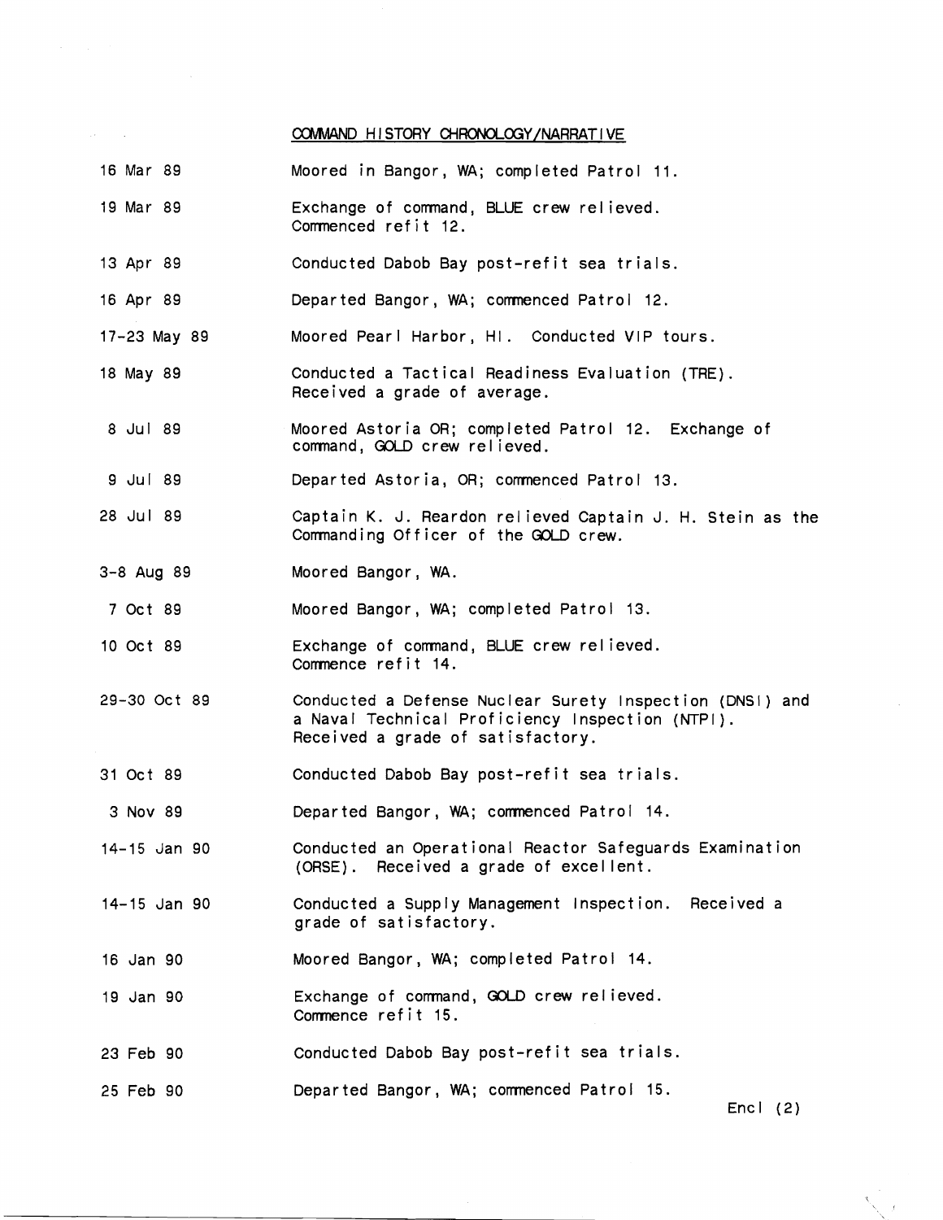## COMMAND HISTORY CHRONOLOGY/NARRATIVE

| | |
|---|---|
| 16 Mar 89 | Moored in Bangor, WA; completed Patrol 11. |
| 19 Mar 89 | Exchange of command, BLUE crew relieved. Commenced refit 12. |
| 13 Apr 89 | Conducted Dabob Bay post-refit sea trials. |
| 16 Apr 89 | Departed Bangor, WA; commenced Patrol 12. |
| 17-23 May 89 | Moored Pearl Harbor, HI. Conducted VIP tours. |
| 18 May 89 | Conducted a Tactical Readiness Evaluation (TRE). Received a grade of average. |
| 8 Jul 89 | Moored Astoria OR; completed Patrol 12. Exchange of command, GOLD crew relieved. |
| 9 Jul 89 | Departed Astoria, OR; commenced Patrol 13. |
| 28 Jul 89 | Captain K. J. Reardon relieved Captain J. H. Stein as the Commanding Officer of the GOLD crew. |
| 3-8 Aug 89 | Moored Bangor, WA. |
| 7 Oct 89 | Moored Bangor, WA; completed Patrol 13. |
| 10 Oct 89 | Exchange of command, BLUE crew relieved. Commence refit 14. |
| 29-30 Oct 89 | Conducted a Defense Nuclear Surety Inspection (DNSI) and a Naval Technical Proficiency Inspection (NTPI). Received a grade of satisfactory. |
| 31 Oct 89 | Conducted Dabob Bay post-refit sea trials. |
| 3 Nov 89 | Departed Bangor, WA; commenced Patrol 14. |
| 14-15 Jan 90 | Conducted an Operational Reactor Safeguards Examination (ORSE). Received a grade of excellent. |
| 14-15 Jan 90 | Conducted a Supply Management Inspection. Received a grade of satisfactory. |
| 16 Jan 90 | Moored Bangor, WA; completed Patrol 14. |
| 19 Jan 90 | Exchange of command, GOLD crew relieved. Commence refit 15. |
| 23 Feb 90 | Conducted Dabob Bay post-refit sea trials. |
| 25 Feb 90 | Departed Bangor, WA; commenced Patrol 15. |

Encl (2)